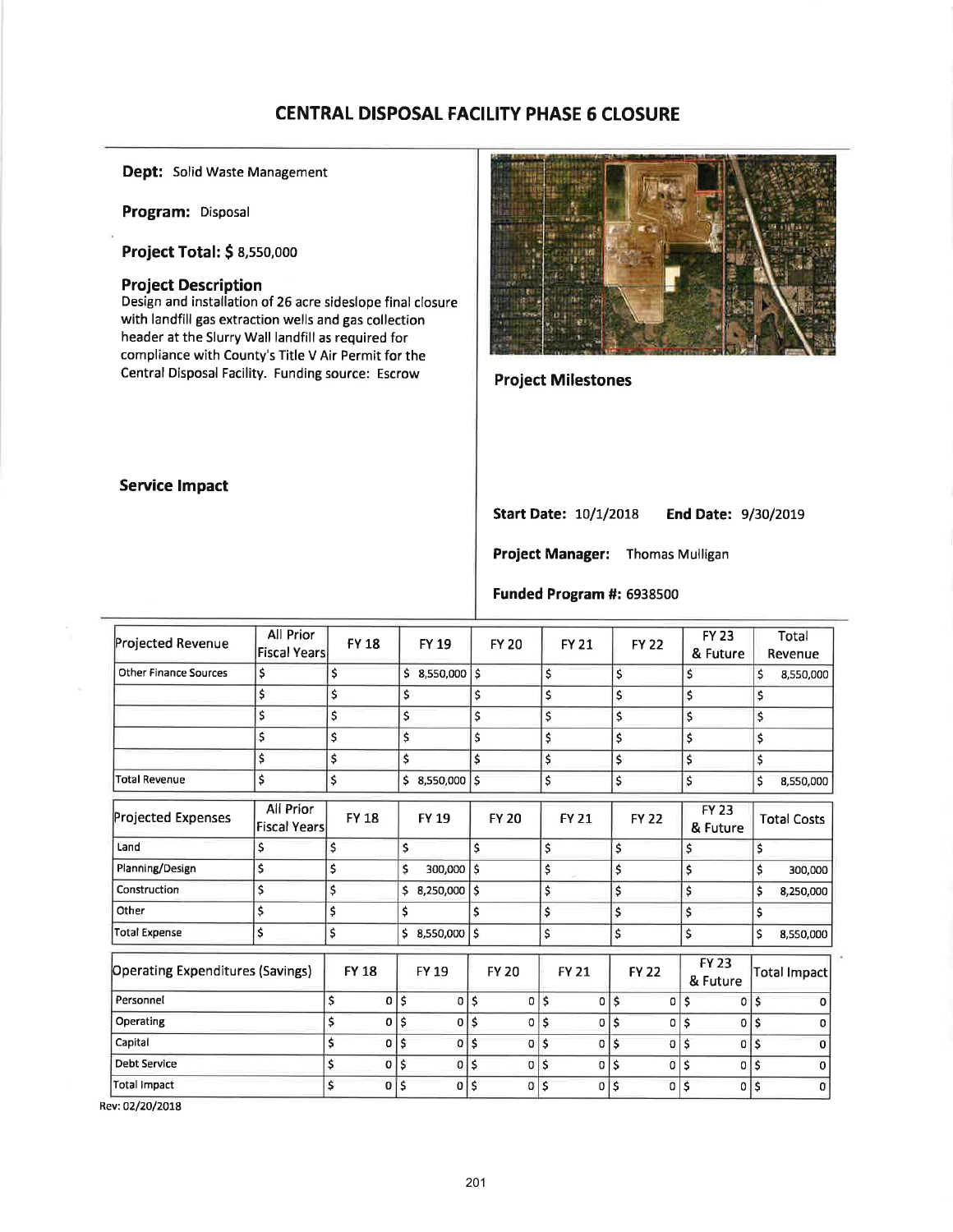# CENTRAL DISPOSAL FACILITY PHASE 6 CLOSURE

**Dept:** Solid Waste Management

**Program:** Disposal

**Project Total: $** 8,550,000

### Project Description

Design and installation of 26 acre sideslope final closure with landfill gas extraction wells and gas collection header at the Slurry Wall landfill as required for compliance with County's Title V Air Permit for the Central Disposal Facility. Funding source: Escrow

### Project Milestones

### Service Impact

**Start Date:** 10/1/2018 **End Date:** 9/30/2019

**Project Manager:** Thomas Mulligan

**Funded Program #:** 6938500

| Projected Revenue | All Prior Fiscal Years | FY 18 | FY 19 | FY 20 | FY 21 | FY 22 | FY 23 & Future | Total Revenue |
|---|---|---|---|---|---|---|---|---|
| Other Finance Sources | $ | $ | $ 8,550,000 | $ | $ | $ | $ | $ 8,550,000 |
| | $ | $ | $ | $ | $ | $ | $ | $ |
| | $ | $ | $ | $ | $ | $ | $ | $ |
| | $ | $ | $ | $ | $ | $ | $ | $ |
| | $ | $ | $ | $ | $ | $ | $ | $ |
| Total Revenue | $ | $ | $ 8,550,000 | $ | $ | $ | $ | $ 8,550,000 |

| Projected Expenses | All Prior Fiscal Years | FY 18 | FY 19 | FY 20 | FY 21 | FY 22 | FY 23 & Future | Total Costs |
|---|---|---|---|---|---|---|---|---|
| Land | $ | $ | $ | $ | $ | $ | $ | $ |
| Planning/Design | $ | $ | $ 300,000 | $ | $ | $ | $ | $ 300,000 |
| Construction | $ | $ | $ 8,250,000 | $ | $ | $ | $ | $ 8,250,000 |
| Other | $ | $ | $ | $ | $ | $ | $ | $ |
| Total Expense | $ | $ | $ 8,550,000 | $ | $ | $ | $ | $ 8,550,000 |

| Operating Expenditures (Savings) | FY 18 | FY 19 | FY 20 | FY 21 | FY 22 | FY 23 & Future | Total Impact |
|---|---|---|---|---|---|---|---|
| Personnel | $ 0 | $ 0 | $ 0 | $ 0 | $ 0 | $ 0 | $ 0 |
| Operating | $ 0 | $ 0 | $ 0 | $ 0 | $ 0 | $ 0 | $ 0 |
| Capital | $ 0 | $ 0 | $ 0 | $ 0 | $ 0 | $ 0 | $ 0 |
| Debt Service | $ 0 | $ 0 | $ 0 | $ 0 | $ 0 | $ 0 | $ 0 |
| Total Impact | $ 0 | $ 0 | $ 0 | $ 0 | $ 0 | $ 0 | $ 0 |

Rev: 02/20/2018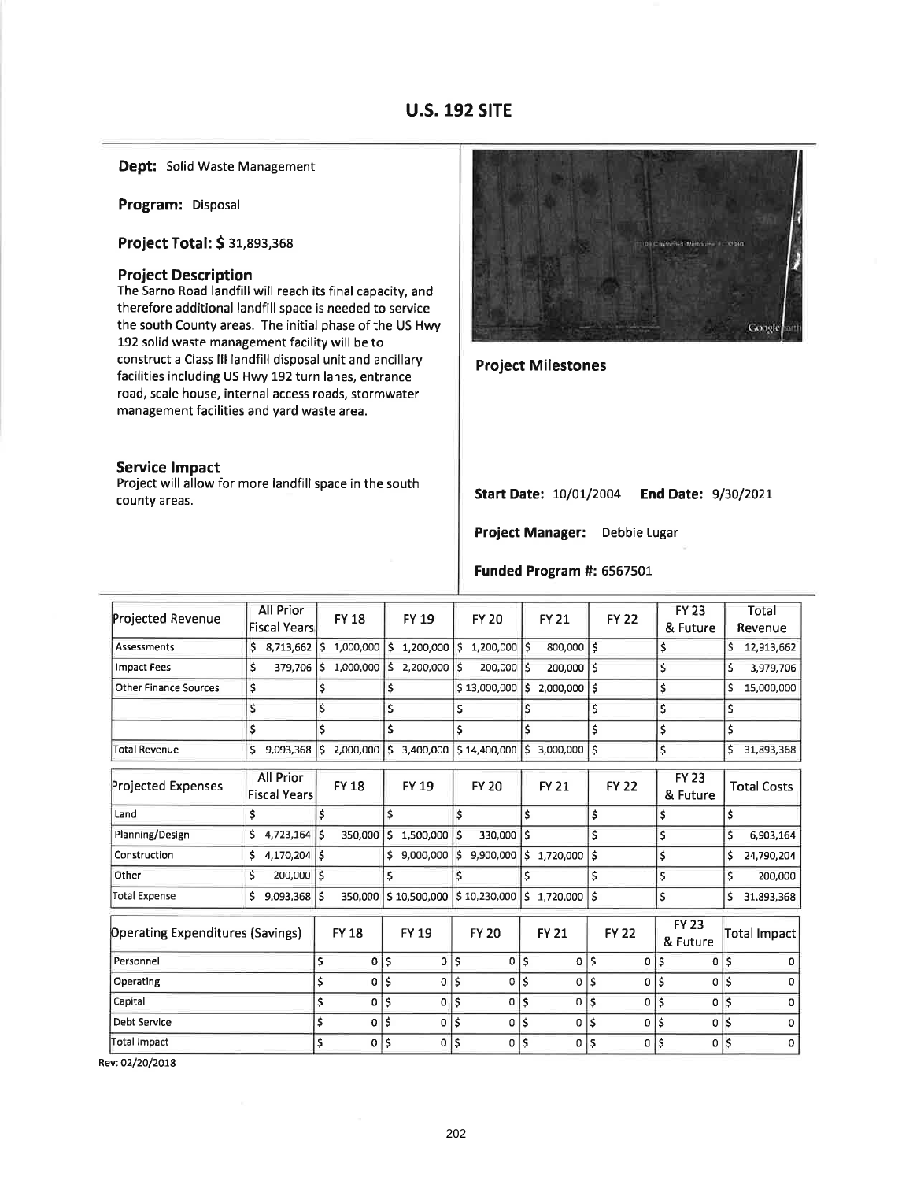# U.S. 192 SITE

**Dept:** Solid Waste Management

**Program:** Disposal

**Project Total: $** 31,893,368

### Project Description

The Sarno Road landfill will reach its final capacity, and therefore additional landfill space is needed to service the south County areas. The initial phase of the US Hwy 192 solid waste management facility will be to construct a Class III landfill disposal unit and ancillary facilities including US Hwy 192 turn lanes, entrance road, scale house, internal access roads, stormwater management facilities and yard waste area.

### Service Impact

Project will allow for more landfill space in the south county areas.

### Project Milestones

**Start Date:** 10/01/2004 **End Date:** 9/30/2021

**Project Manager:** Debbie Lugar

**Funded Program #:** 6567501

| Projected Revenue | All Prior Fiscal Years | FY 18 | FY 19 | FY 20 | FY 21 | FY 22 | FY 23 & Future | Total Revenue |
|---|---|---|---|---|---|---|---|---|
| Assessments | $ 8,713,662 | $ 1,000,000 | $ 1,200,000 | $ 1,200,000 | $ 800,000 | $ | $ | $ 12,913,662 |
| Impact Fees | $ 379,706 | $ 1,000,000 | $ 2,200,000 | $ 200,000 | $ 200,000 | $ | $ | $ 3,979,706 |
| Other Finance Sources | $ | $ | $ | $ 13,000,000 | $ 2,000,000 | $ | $ | $ 15,000,000 |
| | $ | $ | $ | $ | $ | $ | $ | $ |
| | $ | $ | $ | $ | $ | $ | $ | $ |
| Total Revenue | $ 9,093,368 | $ 2,000,000 | $ 3,400,000 | $ 14,400,000 | $ 3,000,000 | $ | $ | $ 31,893,368 |

| Projected Expenses | All Prior Fiscal Years | FY 18 | FY 19 | FY 20 | FY 21 | FY 22 | FY 23 & Future | Total Costs |
|---|---|---|---|---|---|---|---|---|
| Land | $ | $ | $ | $ | $ | $ | $ | $ |
| Planning/Design | $ 4,723,164 | $ 350,000 | $ 1,500,000 | $ 330,000 | $ | $ | $ | $ 6,903,164 |
| Construction | $ 4,170,204 | $ | $ 9,000,000 | $ 9,900,000 | $ 1,720,000 | $ | $ | $ 24,790,204 |
| Other | $ 200,000 | $ | $ | $ | $ | $ | $ | $ 200,000 |
| Total Expense | $ 9,093,368 | $ 350,000 | $ 10,500,000 | $ 10,230,000 | $ 1,720,000 | $ | $ | $ 31,893,368 |

| Operating Expenditures (Savings) | FY 18 | FY 19 | FY 20 | FY 21 | FY 22 | FY 23 & Future | Total Impact |
|---|---|---|---|---|---|---|---|
| Personnel | $ 0 | $ 0 | $ 0 | $ 0 | $ 0 | $ 0 | $ 0 |
| Operating | $ 0 | $ 0 | $ 0 | $ 0 | $ 0 | $ 0 | $ 0 |
| Capital | $ 0 | $ 0 | $ 0 | $ 0 | $ 0 | $ 0 | $ 0 |
| Debt Service | $ 0 | $ 0 | $ 0 | $ 0 | $ 0 | $ 0 | $ 0 |
| Total Impact | $ 0 | $ 0 | $ 0 | $ 0 | $ 0 | $ 0 | $ 0 |

Rev: 02/20/2018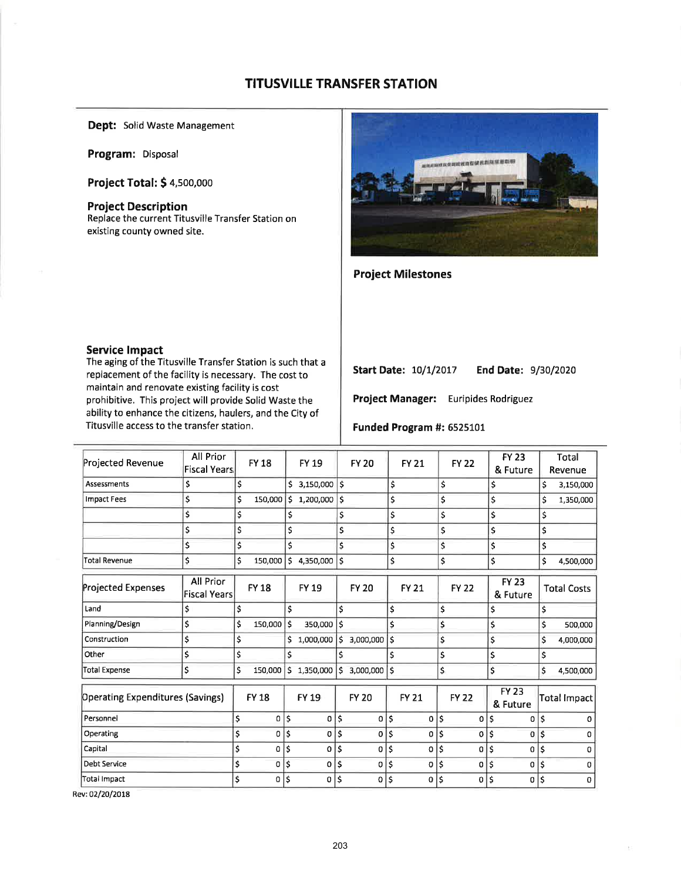# TITUSVILLE TRANSFER STATION

**Dept:** Solid Waste Management

**Program:** Disposal

**Project Total: $** 4,500,000

**Project Description**
Replace the current Titusville Transfer Station on existing county owned site.

**Project Milestones**

**Service Impact**
The aging of the Titusville Transfer Station is such that a replacement of the facility is necessary. The cost to maintain and renovate existing facility is cost prohibitive. This project will provide Solid Waste the ability to enhance the citizens, haulers, and the City of Titusville access to the transfer station.

**Start Date:** 10/1/2017 **End Date:** 9/30/2020

**Project Manager:** Euripides Rodriguez

**Funded Program #:** 6525101

| Projected Revenue | All Prior Fiscal Years | FY 18 | FY 19 | FY 20 | FY 21 | FY 22 | FY 23 & Future | Total Revenue |
|---|---|---|---|---|---|---|---|---|
| Assessments | $ | $ | $ 3,150,000 | $ | $ | $ | $ | $ 3,150,000 |
| Impact Fees | $ | $ 150,000 | $ 1,200,000 | $ | $ | $ | $ | $ 1,350,000 |
| | $ | $ | $ | $ | $ | $ | $ | $ |
| | $ | $ | $ | $ | $ | $ | $ | $ |
| | $ | $ | $ | $ | $ | $ | $ | $ |
| Total Revenue | $ | $ 150,000 | $ 4,350,000 | $ | $ | $ | $ | $ 4,500,000 |

| Projected Expenses | All Prior Fiscal Years | FY 18 | FY 19 | FY 20 | FY 21 | FY 22 | FY 23 & Future | Total Costs |
|---|---|---|---|---|---|---|---|---|
| Land | $ | $ | $ | $ | $ | $ | $ | $ |
| Planning/Design | $ | $ 150,000 | $ 350,000 | $ | $ | $ | $ | $ 500,000 |
| Construction | $ | $ | $ 1,000,000 | $ 3,000,000 | $ | $ | $ | $ 4,000,000 |
| Other | $ | $ | $ | $ | $ | $ | $ | $ |
| Total Expense | $ | $ 150,000 | $ 1,350,000 | $ 3,000,000 | $ | $ | $ | $ 4,500,000 |

| Operating Expenditures (Savings) | FY 18 | FY 19 | FY 20 | FY 21 | FY 22 | FY 23 & Future | Total Impact |
|---|---|---|---|---|---|---|---|
| Personnel | $ 0 | $ 0 | $ 0 | $ 0 | $ 0 | $ 0 | $ 0 |
| Operating | $ 0 | $ 0 | $ 0 | $ 0 | $ 0 | $ 0 | $ 0 |
| Capital | $ 0 | $ 0 | $ 0 | $ 0 | $ 0 | $ 0 | $ 0 |
| Debt Service | $ 0 | $ 0 | $ 0 | $ 0 | $ 0 | $ 0 | $ 0 |
| Total Impact | $ 0 | $ 0 | $ 0 | $ 0 | $ 0 | $ 0 | $ 0 |

Rev: 02/20/2018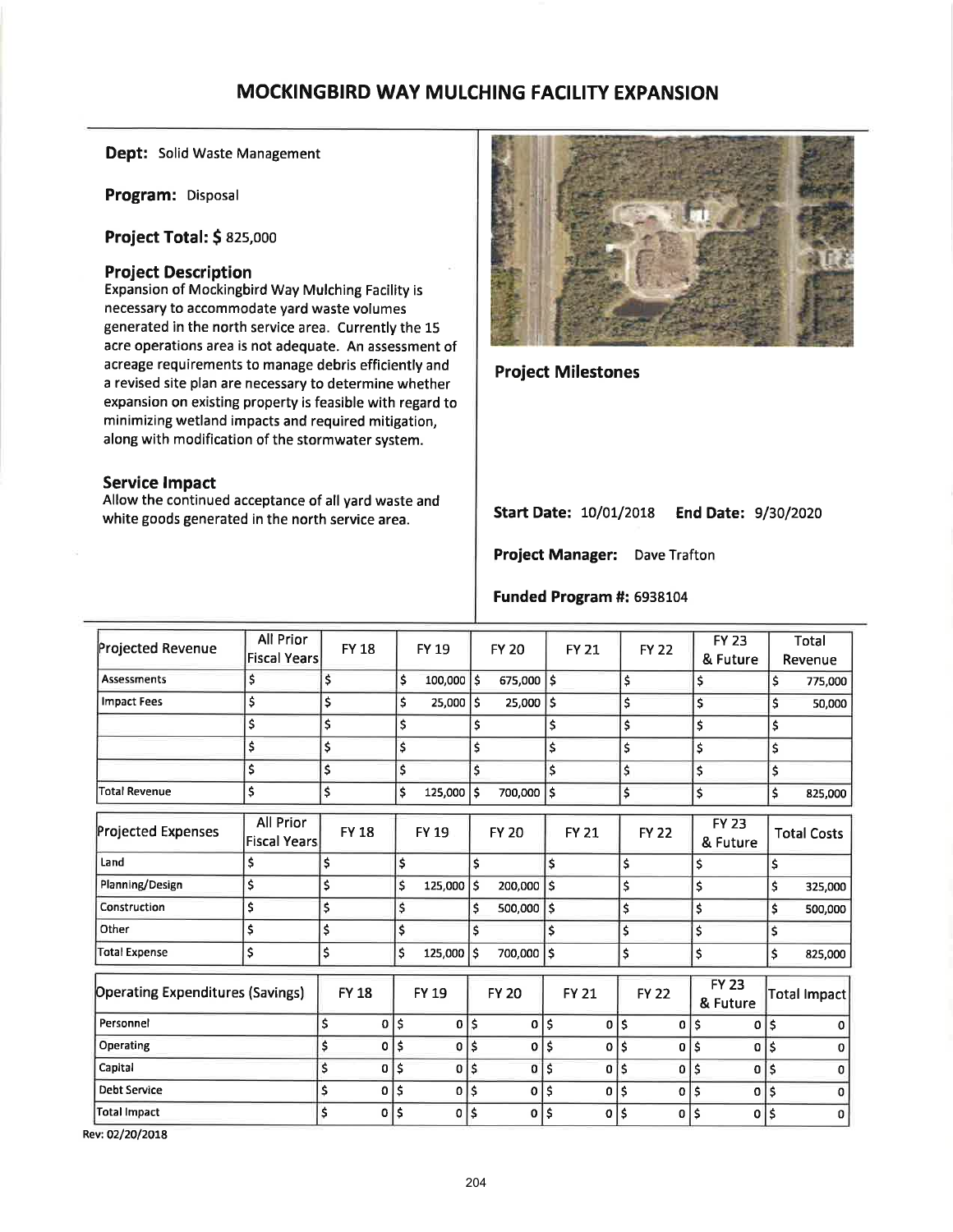# MOCKINGBIRD WAY MULCHING FACILITY EXPANSION

**Dept:** Solid Waste Management

**Program:** Disposal

**Project Total: $** 825,000

### Project Description

Expansion of Mockingbird Way Mulching Facility is necessary to accommodate yard waste volumes generated in the north service area. Currently the 15 acre operations area is not adequate. An assessment of acreage requirements to manage debris efficiently and a revised site plan are necessary to determine whether expansion on existing property is feasible with regard to minimizing wetland impacts and required mitigation, along with modification of the stormwater system.

### Service Impact

Allow the continued acceptance of all yard waste and white goods generated in the north service area.

### Project Milestones

**Start Date:** 10/01/2018 **End Date:** 9/30/2020

**Project Manager:** Dave Trafton

**Funded Program #:** 6938104

| Projected Revenue | All Prior Fiscal Years | FY 18 | FY 19 | FY 20 | FY 21 | FY 22 | FY 23 & Future | Total Revenue |
|---|---|---|---|---|---|---|---|---|
| Assessments | $ | $ | $ 100,000 | $ 675,000 | $ | $ | $ | $ 775,000 |
| Impact Fees | $ | $ | $ 25,000 | $ 25,000 | $ | $ | $ | $ 50,000 |
| | $ | $ | $ | $ | $ | $ | $ | $ |
| | $ | $ | $ | $ | $ | $ | $ | $ |
| | $ | $ | $ | $ | $ | $ | $ | $ |
| Total Revenue | $ | $ | $ 125,000 | $ 700,000 | $ | $ | $ | $ 825,000 |

| Projected Expenses | All Prior Fiscal Years | FY 18 | FY 19 | FY 20 | FY 21 | FY 22 | FY 23 & Future | Total Costs |
|---|---|---|---|---|---|---|---|---|
| Land | $ | $ | $ | $ | $ | $ | $ | $ |
| Planning/Design | $ | $ | $ 125,000 | $ 200,000 | $ | $ | $ | $ 325,000 |
| Construction | $ | $ | $ | $ 500,000 | $ | $ | $ | $ 500,000 |
| Other | $ | $ | $ | $ | $ | $ | $ | $ |
| Total Expense | $ | $ | $ 125,000 | $ 700,000 | $ | $ | $ | $ 825,000 |

| Operating Expenditures (Savings) | FY 18 | FY 19 | FY 20 | FY 21 | FY 22 | FY 23 & Future | Total Impact |
|---|---|---|---|---|---|---|---|
| Personnel | $ 0 | $ 0 | $ 0 | $ 0 | $ 0 | $ 0 | $ 0 |
| Operating | $ 0 | $ 0 | $ 0 | $ 0 | $ 0 | $ 0 | $ 0 |
| Capital | $ 0 | $ 0 | $ 0 | $ 0 | $ 0 | $ 0 | $ 0 |
| Debt Service | $ 0 | $ 0 | $ 0 | $ 0 | $ 0 | $ 0 | $ 0 |
| Total Impact | $ 0 | $ 0 | $ 0 | $ 0 | $ 0 | $ 0 | $ 0 |

Rev: 02/20/2018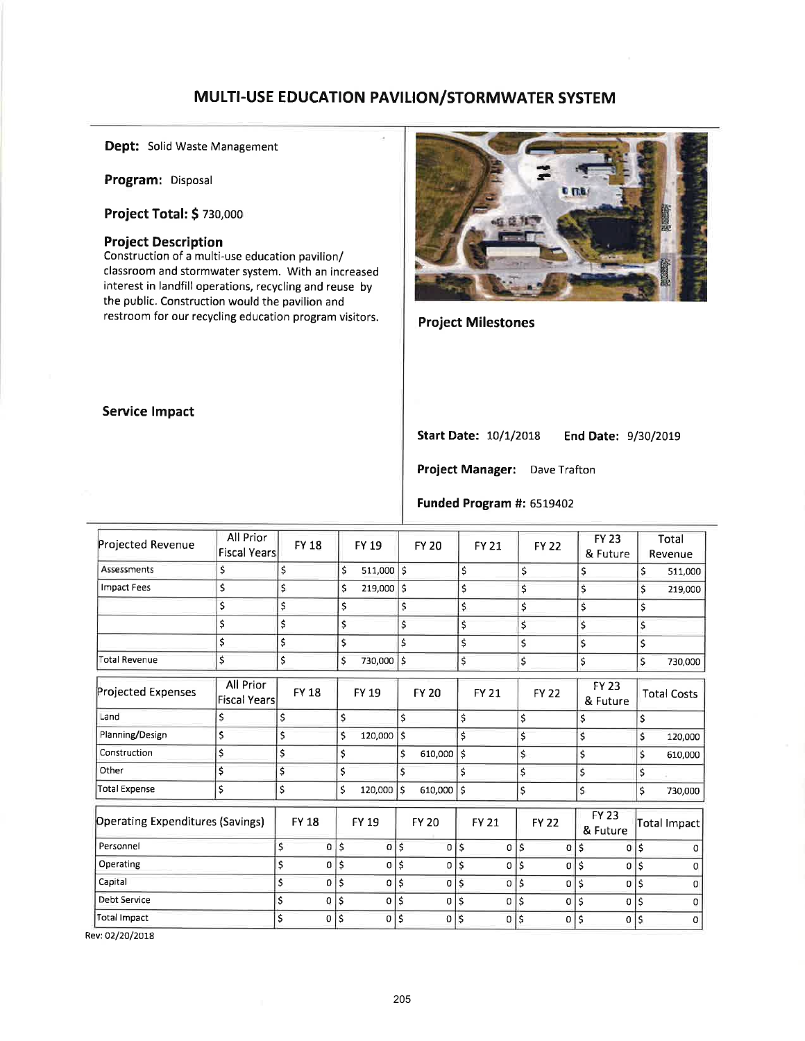# MULTI-USE EDUCATION PAVILION/STORMWATER SYSTEM

**Dept:** Solid Waste Management

**Program:** Disposal

**Project Total: $** 730,000

**Project Description**

Construction of a multi-use education pavilion/ classroom and stormwater system. With an increased interest in landfill operations, recycling and reuse by the public. Construction would the pavilion and restroom for our recycling education program visitors.

**Service Impact**

**Project Milestones**

**Start Date:** 10/1/2018 **End Date:** 9/30/2019

**Project Manager:** Dave Trafton

**Funded Program #:** 6519402

| Projected Revenue | All Prior Fiscal Years | FY 18 | FY 19 | FY 20 | FY 21 | FY 22 | FY 23 & Future | Total Revenue |
|---|---|---|---|---|---|---|---|---|
| Assessments | $ | $ | $ 511,000 | $ | $ | $ | $ | $ 511,000 |
| Impact Fees | $ | $ | $ 219,000 | $ | $ | $ | $ | $ 219,000 |
| | $ | $ | $ | $ | $ | $ | $ | $ |
| | $ | $ | $ | $ | $ | $ | $ | $ |
| | $ | $ | $ | $ | $ | $ | $ | $ |
| Total Revenue | $ | $ | $ 730,000 | $ | $ | $ | $ | $ 730,000 |

| Projected Expenses | All Prior Fiscal Years | FY 18 | FY 19 | FY 20 | FY 21 | FY 22 | FY 23 & Future | Total Costs |
|---|---|---|---|---|---|---|---|---|
| Land | $ | $ | $ | $ | $ | $ | $ | $ |
| Planning/Design | $ | $ | $ 120,000 | $ | $ | $ | $ | $ 120,000 |
| Construction | $ | $ | $ | $ 610,000 | $ | $ | $ | $ 610,000 |
| Other | $ | $ | $ | $ | $ | $ | $ | $ |
| Total Expense | $ | $ | $ 120,000 | $ 610,000 | $ | $ | $ | $ 730,000 |

| Operating Expenditures (Savings) | FY 18 | FY 19 | FY 20 | FY 21 | FY 22 | FY 23 & Future | Total Impact |
|---|---|---|---|---|---|---|---|
| Personnel | $ 0 | $ 0 | $ 0 | $ 0 | $ 0 | $ 0 | $ 0 |
| Operating | $ 0 | $ 0 | $ 0 | $ 0 | $ 0 | $ 0 | $ 0 |
| Capital | $ 0 | $ 0 | $ 0 | $ 0 | $ 0 | $ 0 | $ 0 |
| Debt Service | $ 0 | $ 0 | $ 0 | $ 0 | $ 0 | $ 0 | $ 0 |
| Total Impact | $ 0 | $ 0 | $ 0 | $ 0 | $ 0 | $ 0 | $ 0 |

Rev: 02/20/2018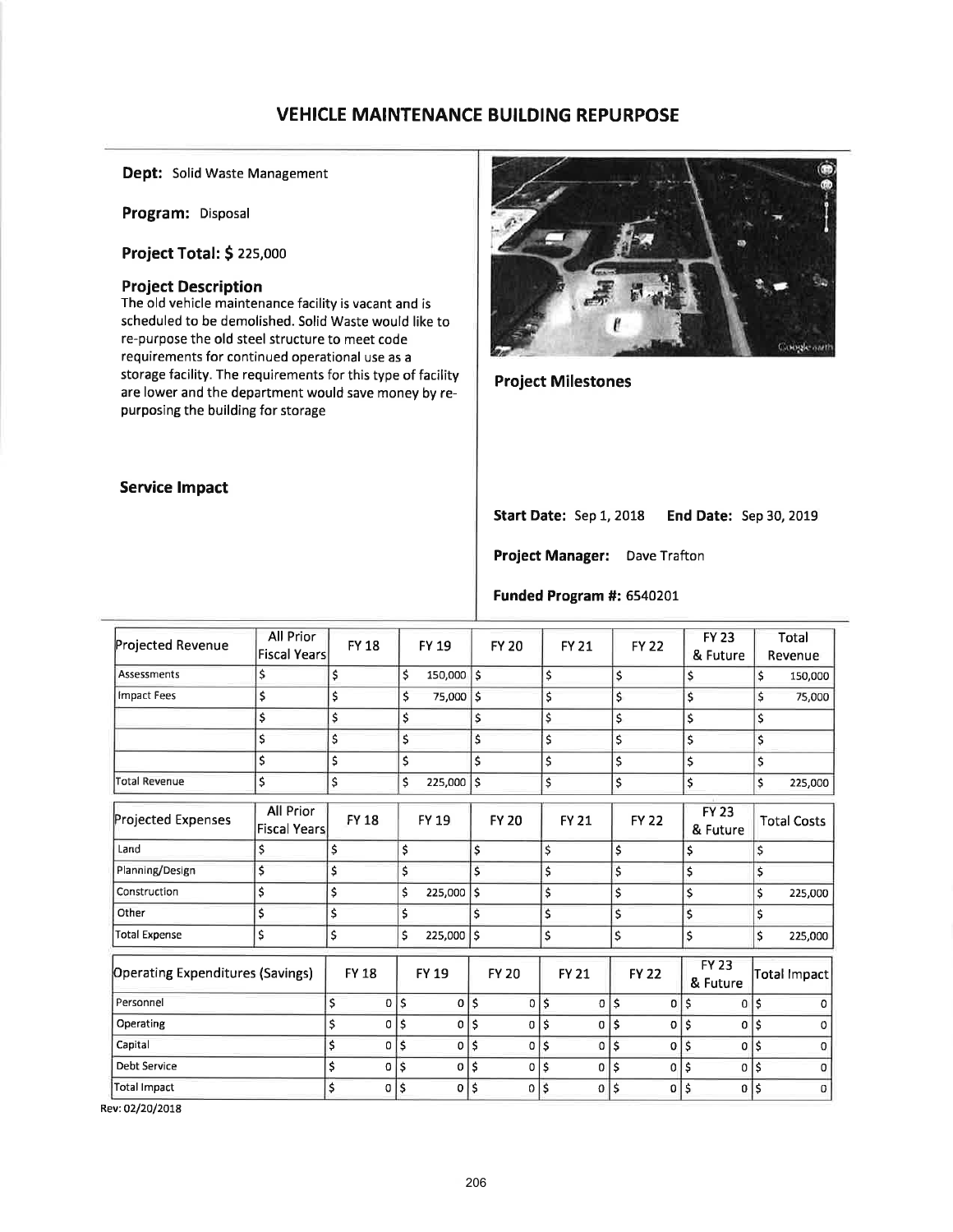# VEHICLE MAINTENANCE BUILDING REPURPOSE

**Dept:** Solid Waste Management

**Program:** Disposal

**Project Total: $** 225,000

### Project Description

The old vehicle maintenance facility is vacant and is scheduled to be demolished. Solid Waste would like to re-purpose the old steel structure to meet code requirements for continued operational use as a storage facility. The requirements for this type of facility are lower and the department would save money by re-purposing the building for storage

### Service Impact

### Project Milestones

**Start Date:** Sep 1, 2018 **End Date:** Sep 30, 2019

**Project Manager:** Dave Trafton

**Funded Program #:** 6540201

| Projected Revenue | All Prior Fiscal Years | FY 18 | FY 19 | FY 20 | FY 21 | FY 22 | FY 23 & Future | Total Revenue |
|---|---|---|---|---|---|---|---|---|
| Assessments | $ | $ | $ 150,000 | $ | $ | $ | $ | $ 150,000 |
| Impact Fees | $ | $ | $ 75,000 | $ | $ | $ | $ | $ 75,000 |
| | $ | $ | $ | $ | $ | $ | $ | $ |
| | $ | $ | $ | $ | $ | $ | $ | $ |
| | $ | $ | $ | $ | $ | $ | $ | $ |
| Total Revenue | $ | $ | $ 225,000 | $ | $ | $ | $ | $ 225,000 |

| Projected Expenses | All Prior Fiscal Years | FY 18 | FY 19 | FY 20 | FY 21 | FY 22 | FY 23 & Future | Total Costs |
|---|---|---|---|---|---|---|---|---|
| Land | $ | $ | $ | $ | $ | $ | $ | $ |
| Planning/Design | $ | $ | $ | $ | $ | $ | $ | $ |
| Construction | $ | $ | $ 225,000 | $ | $ | $ | $ | $ 225,000 |
| Other | $ | $ | $ | $ | $ | $ | $ | $ |
| Total Expense | $ | $ | $ 225,000 | $ | $ | $ | $ | $ 225,000 |

| Operating Expenditures (Savings) | FY 18 | FY 19 | FY 20 | FY 21 | FY 22 | FY 23 & Future | Total Impact |
|---|---|---|---|---|---|---|---|
| Personnel | $ 0 | $ 0 | $ 0 | $ 0 | $ 0 | $ 0 | $ 0 |
| Operating | $ 0 | $ 0 | $ 0 | $ 0 | $ 0 | $ 0 | $ 0 |
| Capital | $ 0 | $ 0 | $ 0 | $ 0 | $ 0 | $ 0 | $ 0 |
| Debt Service | $ 0 | $ 0 | $ 0 | $ 0 | $ 0 | $ 0 | $ 0 |
| Total Impact | $ 0 | $ 0 | $ 0 | $ 0 | $ 0 | $ 0 | $ 0 |

Rev: 02/20/2018